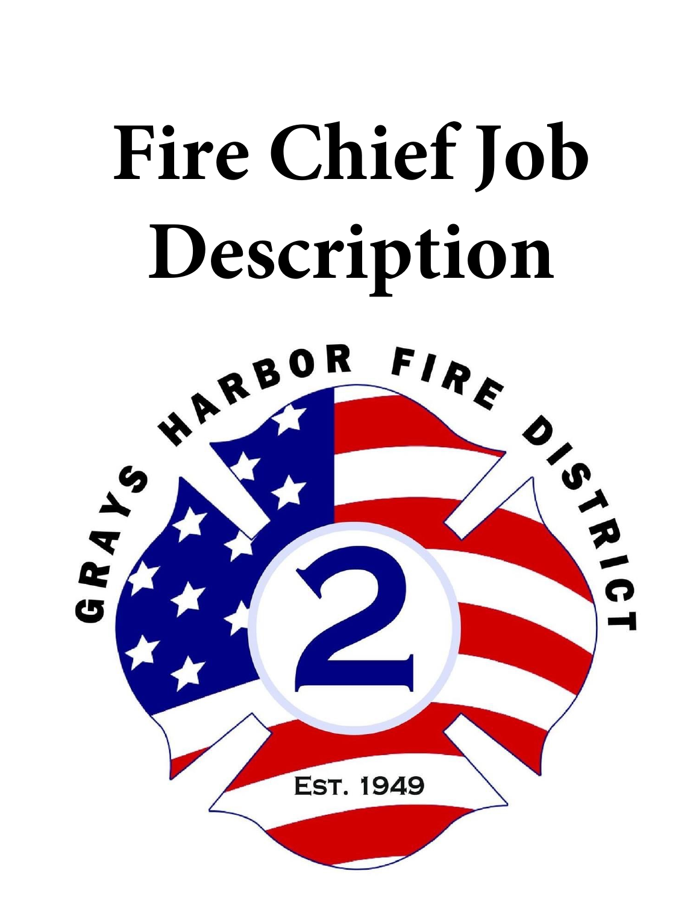# Fire Chief Job Description

GRAYS HARBOR FIRE DISTRICT

2

EST. 1949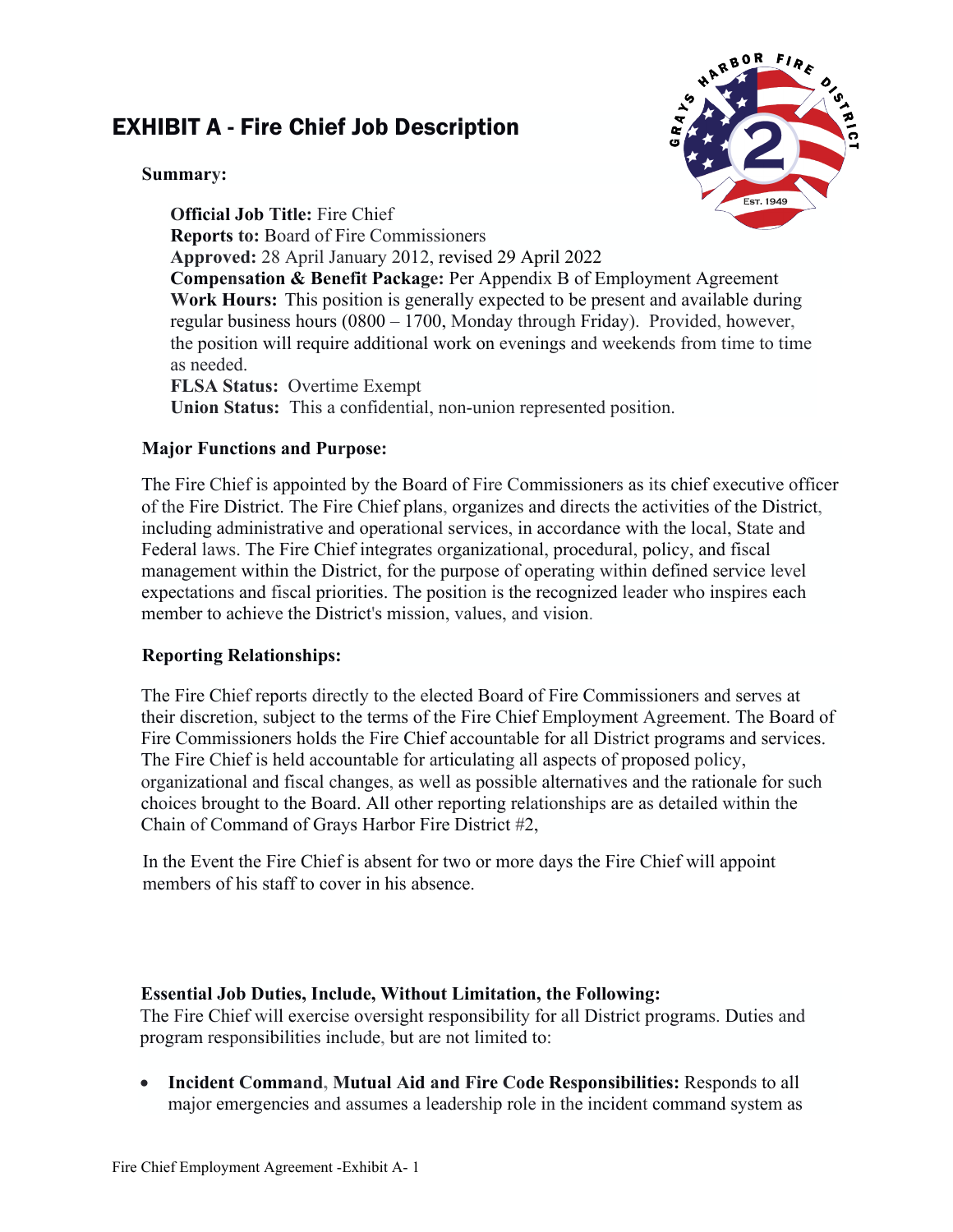# EXHIBIT A - Fire Chief Job Description

**Summary:**

**Official Job Title:** Fire Chief
**Reports to:** Board of Fire Commissioners
**Approved:** 28 April January 2012, revised 29 April 2022
**Compensation & Benefit Package:** Per Appendix B of Employment Agreement
**Work Hours:** This position is generally expected to be present and available during regular business hours (0800 – 1700, Monday through Friday). Provided, however, the position will require additional work on evenings and weekends from time to time as needed.
**FLSA Status:** Overtime Exempt
**Union Status:** This a confidential, non-union represented position.

**Major Functions and Purpose:**

The Fire Chief is appointed by the Board of Fire Commissioners as its chief executive officer of the Fire District. The Fire Chief plans, organizes and directs the activities of the District, including administrative and operational services, in accordance with the local, State and Federal laws. The Fire Chief integrates organizational, procedural, policy, and fiscal management within the District, for the purpose of operating within defined service level expectations and fiscal priorities. The position is the recognized leader who inspires each member to achieve the District's mission, values, and vision.

**Reporting Relationships:**

The Fire Chief reports directly to the elected Board of Fire Commissioners and serves at their discretion, subject to the terms of the Fire Chief Employment Agreement. The Board of Fire Commissioners holds the Fire Chief accountable for all District programs and services. The Fire Chief is held accountable for articulating all aspects of proposed policy, organizational and fiscal changes, as well as possible alternatives and the rationale for such choices brought to the Board. All other reporting relationships are as detailed within the Chain of Command of Grays Harbor Fire District #2,

In the Event the Fire Chief is absent for two or more days the Fire Chief will appoint members of his staff to cover in his absence.

**Essential Job Duties, Include, Without Limitation, the Following:**
The Fire Chief will exercise oversight responsibility for all District programs. Duties and program responsibilities include, but are not limited to:

- **Incident Command, Mutual Aid and Fire Code Responsibilities:** Responds to all major emergencies and assumes a leadership role in the incident command system as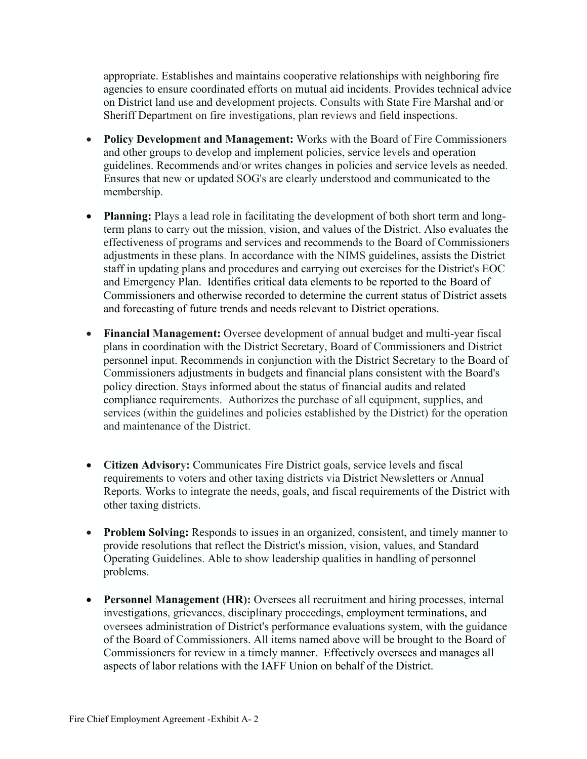appropriate. Establishes and maintains cooperative relationships with neighboring fire agencies to ensure coordinated efforts on mutual aid incidents. Provides technical advice on District land use and development projects. Consults with State Fire Marshal and/or Sheriff Department on fire investigations, plan reviews and field inspections.

- **Policy Development and Management:** Works with the Board of Fire Commissioners and other groups to develop and implement policies, service levels and operation guidelines. Recommends and/or writes changes in policies and service levels as needed. Ensures that new or updated SOG's are clearly understood and communicated to the membership.

- **Planning:** Plays a lead role in facilitating the development of both short term and long-term plans to carry out the mission, vision, and values of the District. Also evaluates the effectiveness of programs and services and recommends to the Board of Commissioners adjustments in these plans. In accordance with the NIMS guidelines, assists the District staff in updating plans and procedures and carrying out exercises for the District's EOC and Emergency Plan. Identifies critical data elements to be reported to the Board of Commissioners and otherwise recorded to determine the current status of District assets and forecasting of future trends and needs relevant to District operations.

- **Financial Management:** Oversee development of annual budget and multi-year fiscal plans in coordination with the District Secretary, Board of Commissioners and District personnel input. Recommends in conjunction with the District Secretary to the Board of Commissioners adjustments in budgets and financial plans consistent with the Board's policy direction. Stays informed about the status of financial audits and related compliance requirements. Authorizes the purchase of all equipment, supplies, and services (within the guidelines and policies established by the District) for the operation and maintenance of the District.

- **Citizen Advisory:** Communicates Fire District goals, service levels and fiscal requirements to voters and other taxing districts via District Newsletters or Annual Reports. Works to integrate the needs, goals, and fiscal requirements of the District with other taxing districts.

- **Problem Solving:** Responds to issues in an organized, consistent, and timely manner to provide resolutions that reflect the District's mission, vision, values, and Standard Operating Guidelines. Able to show leadership qualities in handling of personnel problems.

- **Personnel Management (HR):** Oversees all recruitment and hiring processes, internal investigations, grievances, disciplinary proceedings, employment terminations, and oversees administration of District's performance evaluations system, with the guidance of the Board of Commissioners. All items named above will be brought to the Board of Commissioners for review in a timely manner. Effectively oversees and manages all aspects of labor relations with the IAFF Union on behalf of the District.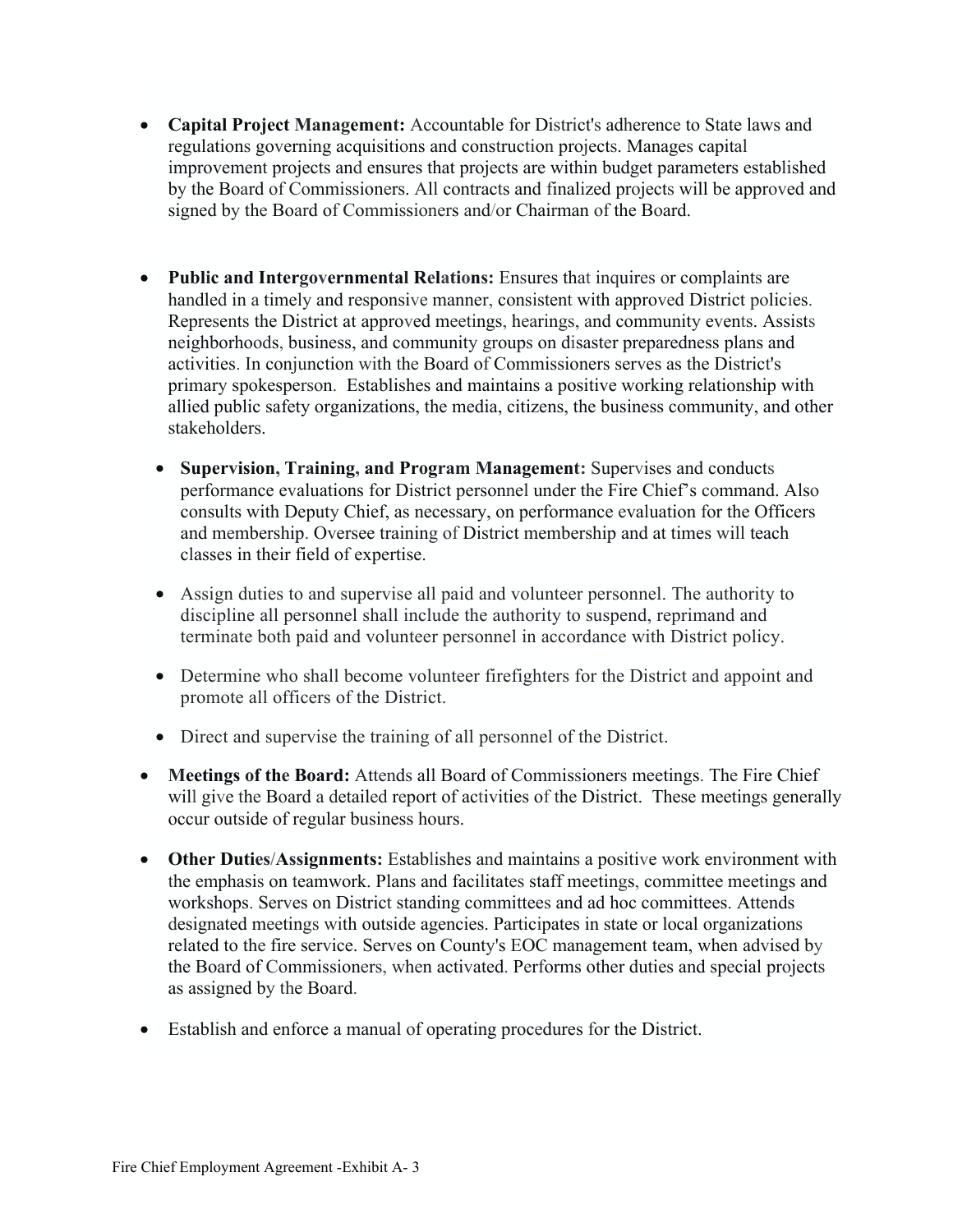- **Capital Project Management:** Accountable for District's adherence to State laws and regulations governing acquisitions and construction projects. Manages capital improvement projects and ensures that projects are within budget parameters established by the Board of Commissioners. All contracts and finalized projects will be approved and signed by the Board of Commissioners and/or Chairman of the Board.

- **Public and Intergovernmental Relations:** Ensures that inquires or complaints are handled in a timely and responsive manner, consistent with approved District policies. Represents the District at approved meetings, hearings, and community events. Assists neighborhoods, business, and community groups on disaster preparedness plans and activities. In conjunction with the Board of Commissioners serves as the District's primary spokesperson. Establishes and maintains a positive working relationship with allied public safety organizations, the media, citizens, the business community, and other stakeholders.
  - **Supervision, Training, and Program Management:** Supervises and conducts performance evaluations for District personnel under the Fire Chief's command. Also consults with Deputy Chief, as necessary, on performance evaluation for the Officers and membership. Oversee training of District membership and at times will teach classes in their field of expertise.
  - Assign duties to and supervise all paid and volunteer personnel. The authority to discipline all personnel shall include the authority to suspend, reprimand and terminate both paid and volunteer personnel in accordance with District policy.
  - Determine who shall become volunteer firefighters for the District and appoint and promote all officers of the District.
  - Direct and supervise the training of all personnel of the District.
- **Meetings of the Board:** Attends all Board of Commissioners meetings. The Fire Chief will give the Board a detailed report of activities of the District. These meetings generally occur outside of regular business hours.
- **Other Duties/Assignments:** Establishes and maintains a positive work environment with the emphasis on teamwork. Plans and facilitates staff meetings, committee meetings and workshops. Serves on District standing committees and ad hoc committees. Attends designated meetings with outside agencies. Participates in state or local organizations related to the fire service. Serves on County's EOC management team, when advised by the Board of Commissioners, when activated. Performs other duties and special projects as assigned by the Board.
- Establish and enforce a manual of operating procedures for the District.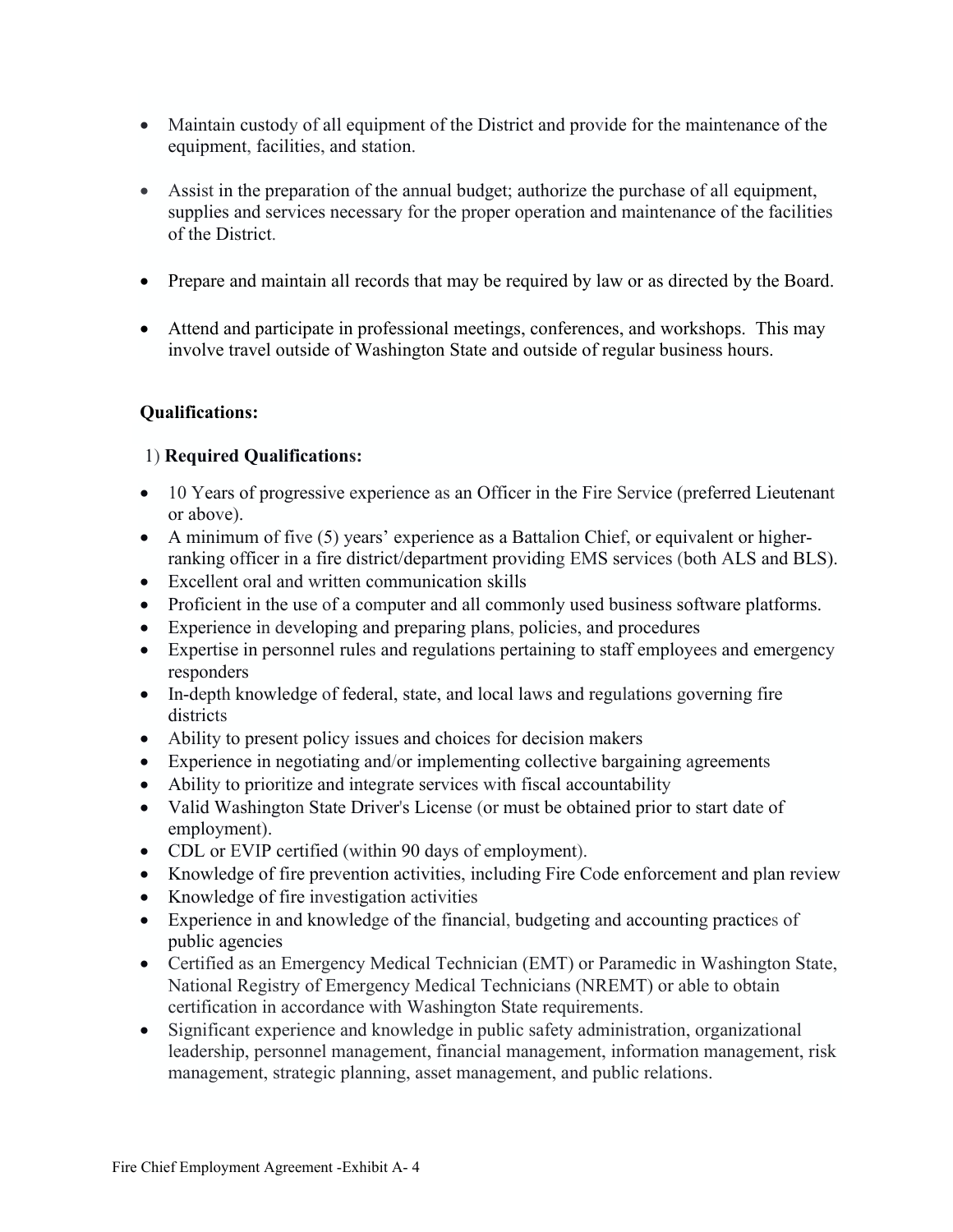- Maintain custody of all equipment of the District and provide for the maintenance of the equipment, facilities, and station.

- Assist in the preparation of the annual budget; authorize the purchase of all equipment, supplies and services necessary for the proper operation and maintenance of the facilities of the District.

- Prepare and maintain all records that may be required by law or as directed by the Board.

- Attend and participate in professional meetings, conferences, and workshops. This may involve travel outside of Washington State and outside of regular business hours.

**Qualifications:**

1) **Required Qualifications:**

- 10 Years of progressive experience as an Officer in the Fire Service (preferred Lieutenant or above).
- A minimum of five (5) years' experience as a Battalion Chief, or equivalent or higher-ranking officer in a fire district/department providing EMS services (both ALS and BLS).
- Excellent oral and written communication skills
- Proficient in the use of a computer and all commonly used business software platforms.
- Experience in developing and preparing plans, policies, and procedures
- Expertise in personnel rules and regulations pertaining to staff employees and emergency responders
- In-depth knowledge of federal, state, and local laws and regulations governing fire districts
- Ability to present policy issues and choices for decision makers
- Experience in negotiating and/or implementing collective bargaining agreements
- Ability to prioritize and integrate services with fiscal accountability
- Valid Washington State Driver's License (or must be obtained prior to start date of employment).
- CDL or EVIP certified (within 90 days of employment).
- Knowledge of fire prevention activities, including Fire Code enforcement and plan review
- Knowledge of fire investigation activities
- Experience in and knowledge of the financial, budgeting and accounting practices of public agencies
- Certified as an Emergency Medical Technician (EMT) or Paramedic in Washington State, National Registry of Emergency Medical Technicians (NREMT) or able to obtain certification in accordance with Washington State requirements.
- Significant experience and knowledge in public safety administration, organizational leadership, personnel management, financial management, information management, risk management, strategic planning, asset management, and public relations.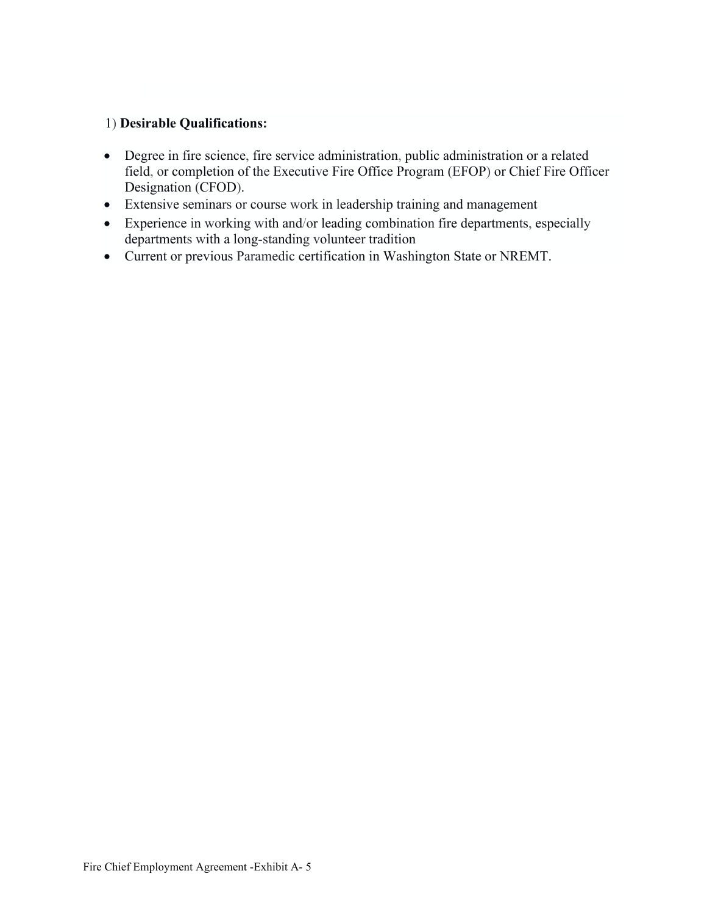1) **Desirable Qualifications:**

- Degree in fire science, fire service administration, public administration or a related field, or completion of the Executive Fire Office Program (EFOP) or Chief Fire Officer Designation (CFOD).
- Extensive seminars or course work in leadership training and management
- Experience in working with and/or leading combination fire departments, especially departments with a long-standing volunteer tradition
- Current or previous Paramedic certification in Washington State or NREMT.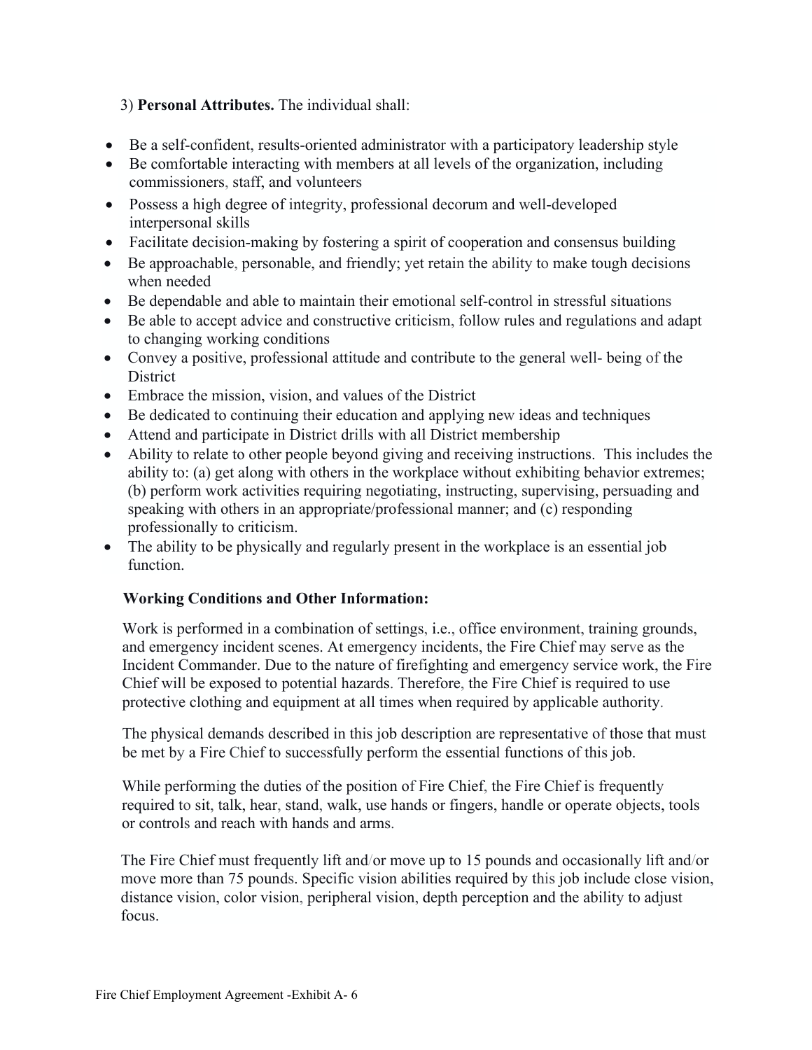3) **Personal Attributes.** The individual shall:

- Be a self-confident, results-oriented administrator with a participatory leadership style
- Be comfortable interacting with members at all levels of the organization, including commissioners, staff, and volunteers
- Possess a high degree of integrity, professional decorum and well-developed interpersonal skills
- Facilitate decision-making by fostering a spirit of cooperation and consensus building
- Be approachable, personable, and friendly; yet retain the ability to make tough decisions when needed
- Be dependable and able to maintain their emotional self-control in stressful situations
- Be able to accept advice and constructive criticism, follow rules and regulations and adapt to changing working conditions
- Convey a positive, professional attitude and contribute to the general well- being of the District
- Embrace the mission, vision, and values of the District
- Be dedicated to continuing their education and applying new ideas and techniques
- Attend and participate in District drills with all District membership
- Ability to relate to other people beyond giving and receiving instructions. This includes the ability to: (a) get along with others in the workplace without exhibiting behavior extremes; (b) perform work activities requiring negotiating, instructing, supervising, persuading and speaking with others in an appropriate/professional manner; and (c) responding professionally to criticism.
- The ability to be physically and regularly present in the workplace is an essential job function.

**Working Conditions and Other Information:**

Work is performed in a combination of settings, i.e., office environment, training grounds, and emergency incident scenes. At emergency incidents, the Fire Chief may serve as the Incident Commander. Due to the nature of firefighting and emergency service work, the Fire Chief will be exposed to potential hazards. Therefore, the Fire Chief is required to use protective clothing and equipment at all times when required by applicable authority.

The physical demands described in this job description are representative of those that must be met by a Fire Chief to successfully perform the essential functions of this job.

While performing the duties of the position of Fire Chief, the Fire Chief is frequently required to sit, talk, hear, stand, walk, use hands or fingers, handle or operate objects, tools or controls and reach with hands and arms.

The Fire Chief must frequently lift and/or move up to 15 pounds and occasionally lift and/or move more than 75 pounds. Specific vision abilities required by this job include close vision, distance vision, color vision, peripheral vision, depth perception and the ability to adjust focus.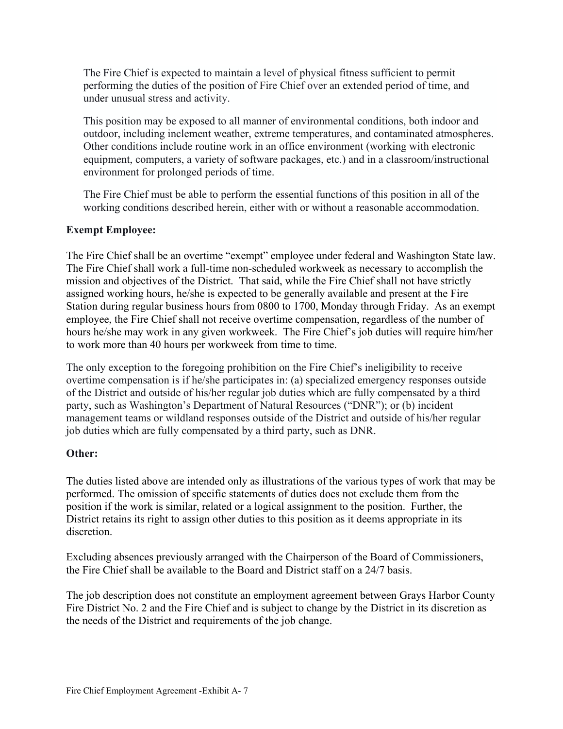The Fire Chief is expected to maintain a level of physical fitness sufficient to permit performing the duties of the position of Fire Chief over an extended period of time, and under unusual stress and activity.

This position may be exposed to all manner of environmental conditions, both indoor and outdoor, including inclement weather, extreme temperatures, and contaminated atmospheres. Other conditions include routine work in an office environment (working with electronic equipment, computers, a variety of software packages, etc.) and in a classroom/instructional environment for prolonged periods of time.

The Fire Chief must be able to perform the essential functions of this position in all of the working conditions described herein, either with or without a reasonable accommodation.

**Exempt Employee:**

The Fire Chief shall be an overtime "exempt" employee under federal and Washington State law. The Fire Chief shall work a full-time non-scheduled workweek as necessary to accomplish the mission and objectives of the District. That said, while the Fire Chief shall not have strictly assigned working hours, he/she is expected to be generally available and present at the Fire Station during regular business hours from 0800 to 1700, Monday through Friday. As an exempt employee, the Fire Chief shall not receive overtime compensation, regardless of the number of hours he/she may work in any given workweek. The Fire Chief's job duties will require him/her to work more than 40 hours per workweek from time to time.

The only exception to the foregoing prohibition on the Fire Chief's ineligibility to receive overtime compensation is if he/she participates in: (a) specialized emergency responses outside of the District and outside of his/her regular job duties which are fully compensated by a third party, such as Washington's Department of Natural Resources ("DNR"); or (b) incident management teams or wildland responses outside of the District and outside of his/her regular job duties which are fully compensated by a third party, such as DNR.

**Other:**

The duties listed above are intended only as illustrations of the various types of work that may be performed. The omission of specific statements of duties does not exclude them from the position if the work is similar, related or a logical assignment to the position. Further, the District retains its right to assign other duties to this position as it deems appropriate in its discretion.

Excluding absences previously arranged with the Chairperson of the Board of Commissioners, the Fire Chief shall be available to the Board and District staff on a 24/7 basis.

The job description does not constitute an employment agreement between Grays Harbor County Fire District No. 2 and the Fire Chief and is subject to change by the District in its discretion as the needs of the District and requirements of the job change.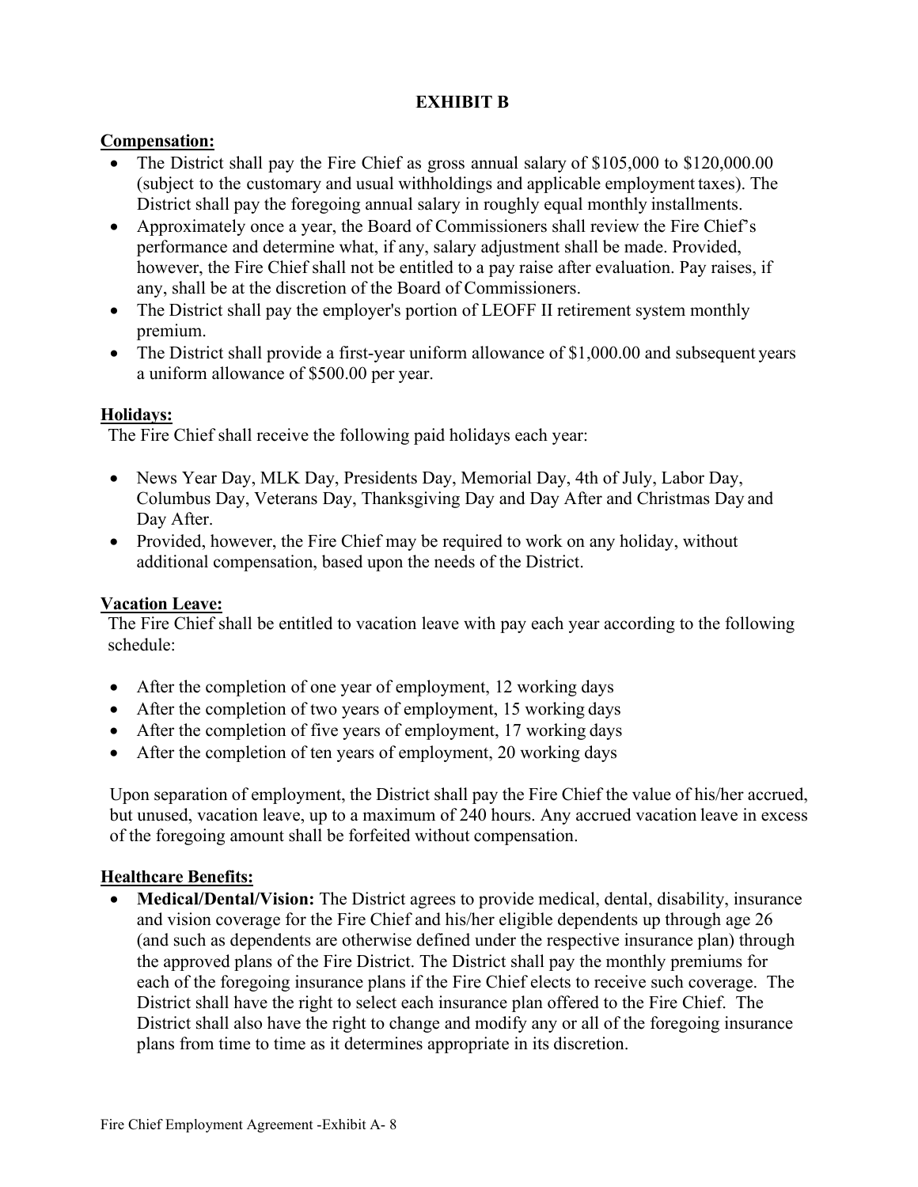# EXHIBIT B

**Compensation:**

- The District shall pay the Fire Chief as gross annual salary of $105,000 to $120,000.00 (subject to the customary and usual withholdings and applicable employment taxes). The District shall pay the foregoing annual salary in roughly equal monthly installments.
- Approximately once a year, the Board of Commissioners shall review the Fire Chief's performance and determine what, if any, salary adjustment shall be made. Provided, however, the Fire Chief shall not be entitled to a pay raise after evaluation. Pay raises, if any, shall be at the discretion of the Board of Commissioners.
- The District shall pay the employer's portion of LEOFF II retirement system monthly premium.
- The District shall provide a first-year uniform allowance of $1,000.00 and subsequent years a uniform allowance of $500.00 per year.

**Holidays:**

The Fire Chief shall receive the following paid holidays each year:

- News Year Day, MLK Day, Presidents Day, Memorial Day, 4th of July, Labor Day, Columbus Day, Veterans Day, Thanksgiving Day and Day After and Christmas Day and Day After.
- Provided, however, the Fire Chief may be required to work on any holiday, without additional compensation, based upon the needs of the District.

**Vacation Leave:**

The Fire Chief shall be entitled to vacation leave with pay each year according to the following schedule:

- After the completion of one year of employment, 12 working days
- After the completion of two years of employment, 15 working days
- After the completion of five years of employment, 17 working days
- After the completion of ten years of employment, 20 working days

Upon separation of employment, the District shall pay the Fire Chief the value of his/her accrued, but unused, vacation leave, up to a maximum of 240 hours. Any accrued vacation leave in excess of the foregoing amount shall be forfeited without compensation.

**Healthcare Benefits:**

- **Medical/Dental/Vision:** The District agrees to provide medical, dental, disability, insurance and vision coverage for the Fire Chief and his/her eligible dependents up through age 26 (and such as dependents are otherwise defined under the respective insurance plan) through the approved plans of the Fire District. The District shall pay the monthly premiums for each of the foregoing insurance plans if the Fire Chief elects to receive such coverage. The District shall have the right to select each insurance plan offered to the Fire Chief. The District shall also have the right to change and modify any or all of the foregoing insurance plans from time to time as it determines appropriate in its discretion.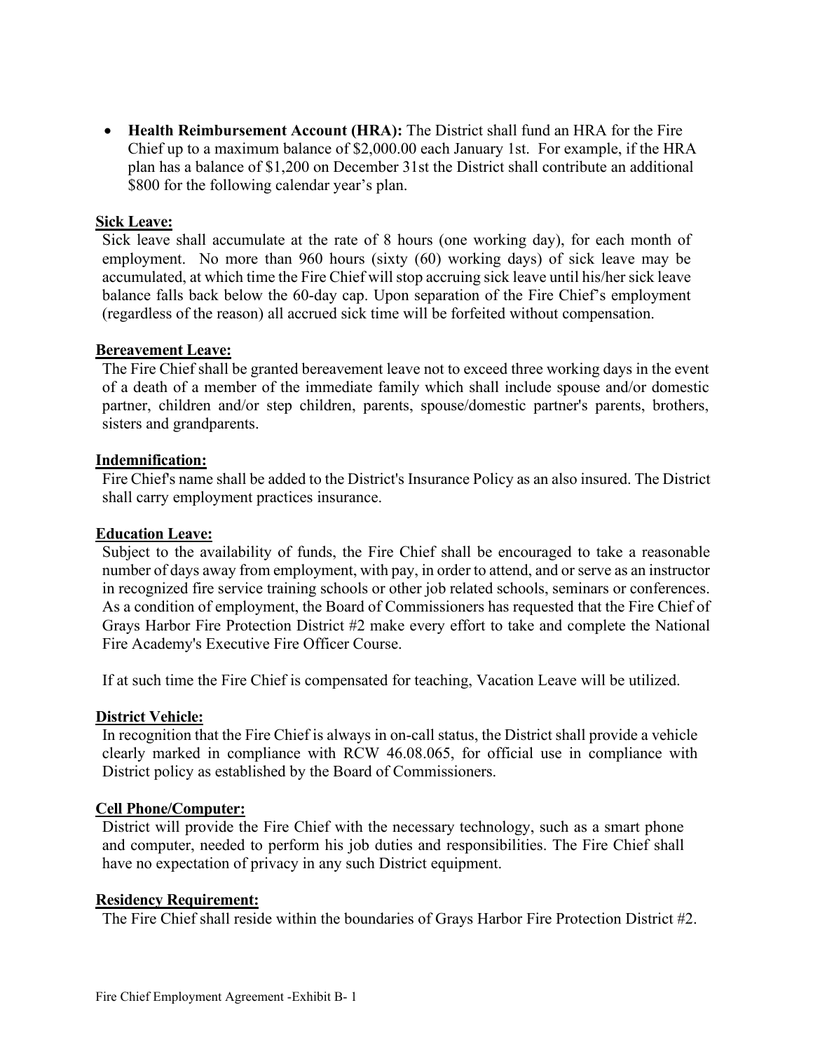- **Health Reimbursement Account (HRA):** The District shall fund an HRA for the Fire Chief up to a maximum balance of $2,000.00 each January 1st. For example, if the HRA plan has a balance of $1,200 on December 31st the District shall contribute an additional $800 for the following calendar year's plan.

**Sick Leave:**

Sick leave shall accumulate at the rate of 8 hours (one working day), for each month of employment. No more than 960 hours (sixty (60) working days) of sick leave may be accumulated, at which time the Fire Chief will stop accruing sick leave until his/her sick leave balance falls back below the 60-day cap. Upon separation of the Fire Chief's employment (regardless of the reason) all accrued sick time will be forfeited without compensation.

**Bereavement Leave:**

The Fire Chief shall be granted bereavement leave not to exceed three working days in the event of a death of a member of the immediate family which shall include spouse and/or domestic partner, children and/or step children, parents, spouse/domestic partner's parents, brothers, sisters and grandparents.

**Indemnification:**

Fire Chief's name shall be added to the District's Insurance Policy as an also insured. The District shall carry employment practices insurance.

**Education Leave:**

Subject to the availability of funds, the Fire Chief shall be encouraged to take a reasonable number of days away from employment, with pay, in order to attend, and or serve as an instructor in recognized fire service training schools or other job related schools, seminars or conferences. As a condition of employment, the Board of Commissioners has requested that the Fire Chief of Grays Harbor Fire Protection District #2 make every effort to take and complete the National Fire Academy's Executive Fire Officer Course.

If at such time the Fire Chief is compensated for teaching, Vacation Leave will be utilized.

**District Vehicle:**

In recognition that the Fire Chief is always in on-call status, the District shall provide a vehicle clearly marked in compliance with RCW 46.08.065, for official use in compliance with District policy as established by the Board of Commissioners.

**Cell Phone/Computer:**

District will provide the Fire Chief with the necessary technology, such as a smart phone and computer, needed to perform his job duties and responsibilities. The Fire Chief shall have no expectation of privacy in any such District equipment.

**Residency Requirement:**

The Fire Chief shall reside within the boundaries of Grays Harbor Fire Protection District #2.